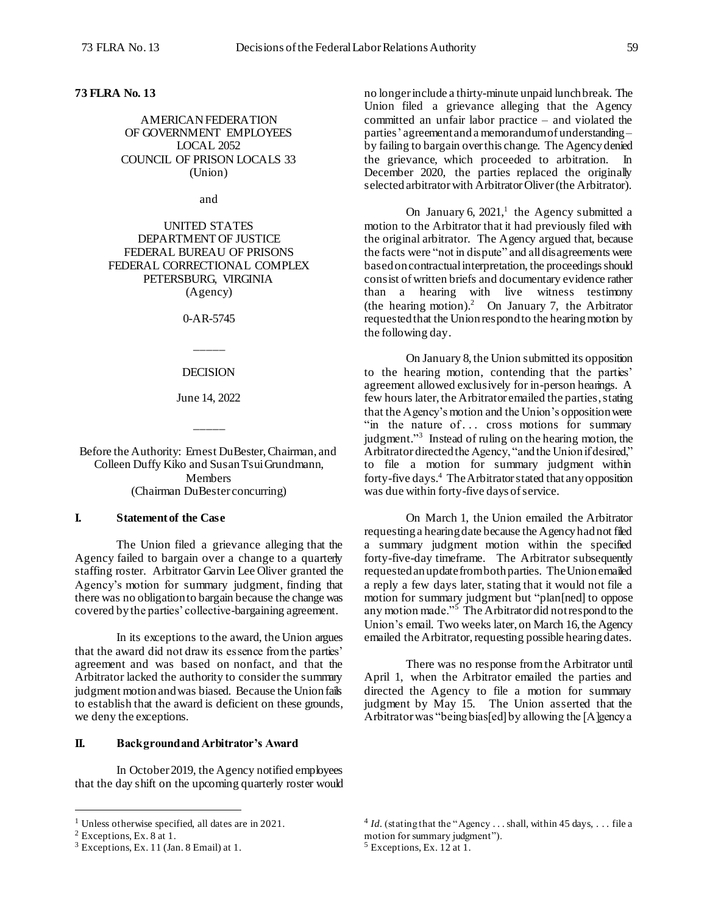**73 FLRA No. 13**

AMERICAN FEDERATION
OF GOVERNMENT EMPLOYEES
LOCAL 2052
COUNCIL OF PRISON LOCALS 33
(Union)

and

UNITED STATES
DEPARTMENT OF JUSTICE
FEDERAL BUREAU OF PRISONS
FEDERAL CORRECTIONAL COMPLEX
PETERSBURG, VIRGINIA
(Agency)

0-AR-5745

\_\_\_\_\_

DECISION

June 14, 2022

\_\_\_\_\_

Before the Authority: Ernest DuBester, Chairman, and Colleen Duffy Kiko and Susan Tsui Grundmann, Members
(Chairman DuBester concurring)

## I. Statement of the Case

The Union filed a grievance alleging that the Agency failed to bargain over a change to a quarterly staffing roster. Arbitrator Garvin Lee Oliver granted the Agency's motion for summary judgment, finding that there was no obligation to bargain because the change was covered by the parties' collective-bargaining agreement.

In its exceptions to the award, the Union argues that the award did not draw its essence from the parties' agreement and was based on nonfact, and that the Arbitrator lacked the authority to consider the summary judgment motion and was biased. Because the Union fails to establish that the award is deficient on these grounds, we deny the exceptions.

## II. Background and Arbitrator's Award

In October 2019, the Agency notified employees that the day shift on the upcoming quarterly roster would no longer include a thirty-minute unpaid lunch break. The Union filed a grievance alleging that the Agency committed an unfair labor practice – and violated the parties' agreement and a memorandum of understanding – by failing to bargain over this change. The Agency denied the grievance, which proceeded to arbitration. In December 2020, the parties replaced the originally selected arbitrator with Arbitrator Oliver (the Arbitrator).

On January 6, 2021,[1] the Agency submitted a motion to the Arbitrator that it had previously filed with the original arbitrator. The Agency argued that, because the facts were "not in dispute" and all disagreements were based on contractual interpretation, the proceedings should consist of written briefs and documentary evidence rather than a hearing with live witness testimony (the hearing motion).[2] On January 7, the Arbitrator requested that the Union respond to the hearing motion by the following day.

On January 8, the Union submitted its opposition to the hearing motion, contending that the parties' agreement allowed exclusively for in-person hearings. A few hours later, the Arbitrator emailed the parties, stating that the Agency's motion and the Union's opposition were "in the nature of . . . cross motions for summary judgment."[3] Instead of ruling on the hearing motion, the Arbitrator directed the Agency, "and the Union if desired," to file a motion for summary judgment within forty-five days.[4] The Arbitrator stated that any opposition was due within forty-five days of service.

On March 1, the Union emailed the Arbitrator requesting a hearing date because the Agency had not filed a summary judgment motion within the specified forty-five-day timeframe. The Arbitrator subsequently requested an update from both parties. The Union emailed a reply a few days later, stating that it would not file a motion for summary judgment but "plan[ned] to oppose any motion made."[5] The Arbitrator did not respond to the Union's email. Two weeks later, on March 16, the Agency emailed the Arbitrator, requesting possible hearing dates.

There was no response from the Arbitrator until April 1, when the Arbitrator emailed the parties and directed the Agency to file a motion for summary judgment by May 15. The Union asserted that the Arbitrator was "being bias[ed] by allowing the [A]gency a

---

[1] Unless otherwise specified, all dates are in 2021.

[2] Exceptions, Ex. 8 at 1.

[3] Exceptions, Ex. 11 (Jan. 8 Email) at 1.

[4] *Id.* (stating that the "Agency . . . shall, within 45 days, . . . file a motion for summary judgment").

[5] Exceptions, Ex. 12 at 1.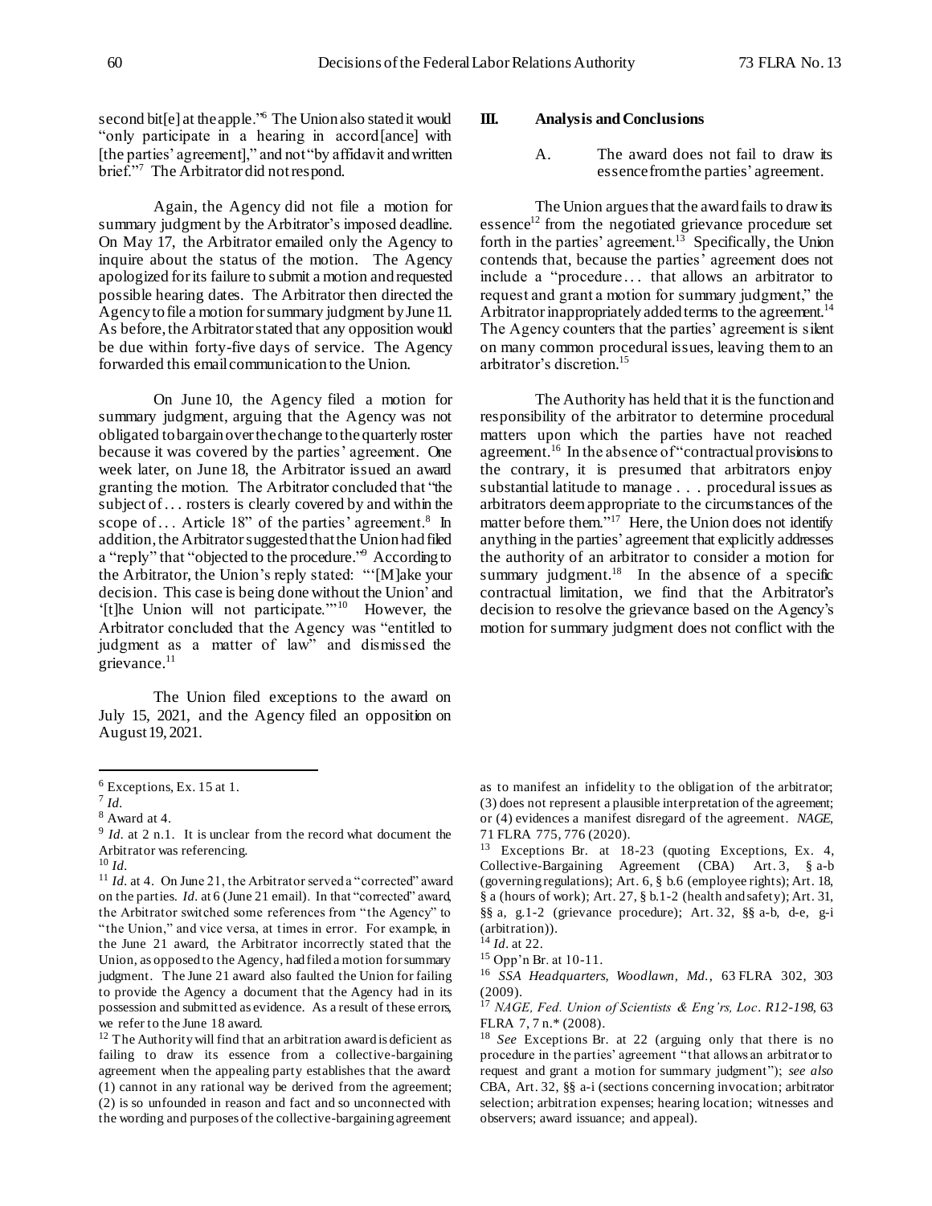second bit[e] at the apple."[6] The Union also stated it would "only participate in a hearing in accord[ance] with [the parties' agreement]," and not "by affidavit and written brief."[7] The Arbitrator did not respond.

Again, the Agency did not file a motion for summary judgment by the Arbitrator's imposed deadline. On May 17, the Arbitrator emailed only the Agency to inquire about the status of the motion. The Agency apologized for its failure to submit a motion and requested possible hearing dates. The Arbitrator then directed the Agency to file a motion for summary judgment by June 11. As before, the Arbitrator stated that any opposition would be due within forty-five days of service. The Agency forwarded this email communication to the Union.

On June 10, the Agency filed a motion for summary judgment, arguing that the Agency was not obligated to bargain over the change to the quarterly roster because it was covered by the parties' agreement. One week later, on June 18, the Arbitrator issued an award granting the motion. The Arbitrator concluded that "the subject of . . . rosters is clearly covered by and within the scope of . . . Article 18" of the parties' agreement.[8] In addition, the Arbitrator suggested that the Union had filed a "reply" that "objected to the procedure."[9] According to the Arbitrator, the Union's reply stated: "'[M]ake your decision. This case is being done without the Union' and '[t]he Union will not participate.'"[10] However, the Arbitrator concluded that the Agency was "entitled to judgment as a matter of law" and dismissed the grievance.[11]

The Union filed exceptions to the award on July 15, 2021, and the Agency filed an opposition on August 19, 2021.

## III. Analysis and Conclusions

### A. The award does not fail to draw its essence from the parties' agreement.

The Union argues that the award fails to draw its essence[12] from the negotiated grievance procedure set forth in the parties' agreement.[13] Specifically, the Union contends that, because the parties' agreement does not include a "procedure . . . that allows an arbitrator to request and grant a motion for summary judgment," the Arbitrator inappropriately added terms to the agreement.[14] The Agency counters that the parties' agreement is silent on many common procedural issues, leaving them to an arbitrator's discretion.[15]

The Authority has held that it is the function and responsibility of the arbitrator to determine procedural matters upon which the parties have not reached agreement.[16] In the absence of "contractual provisions to the contrary, it is presumed that arbitrators enjoy substantial latitude to manage . . . procedural issues as arbitrators deem appropriate to the circumstances of the matter before them."[17] Here, the Union does not identify anything in the parties' agreement that explicitly addresses the authority of an arbitrator to consider a motion for summary judgment.[18] In the absence of a specific contractual limitation, we find that the Arbitrator's decision to resolve the grievance based on the Agency's motion for summary judgment does not conflict with the

---

[6] Exceptions, Ex. 15 at 1.

[7] *Id.*

[8] Award at 4.

[9] *Id.* at 2 n.1. It is unclear from the record what document the Arbitrator was referencing.

[10] *Id.*

[11] *Id.* at 4. On June 21, the Arbitrator served a "corrected" award on the parties. *Id.* at 6 (June 21 email). In that "corrected" award, the Arbitrator switched some references from "the Agency" to "the Union," and vice versa, at times in error. For example, in the June 21 award, the Arbitrator incorrectly stated that the Union, as opposed to the Agency, had filed a motion for summary judgment. The June 21 award also faulted the Union for failing to provide the Agency a document that the Agency had in its possession and submitted as evidence. As a result of these errors, we refer to the June 18 award.

[12] The Authority will find that an arbitration award is deficient as failing to draw its essence from a collective-bargaining agreement when the appealing party establishes that the award: (1) cannot in any rational way be derived from the agreement; (2) is so unfounded in reason and fact and so unconnected with the wording and purposes of the collective-bargaining agreement as to manifest an infidelity to the obligation of the arbitrator; (3) does not represent a plausible interpretation of the agreement; or (4) evidences a manifest disregard of the agreement. *NAGE*, 71 FLRA 775, 776 (2020).

[13] Exceptions Br. at 18-23 (quoting Exceptions, Ex. 4, Collective-Bargaining Agreement (CBA) Art. 3, § a-b (governing regulations); Art. 6, § b.6 (employee rights); Art. 18, § a (hours of work); Art. 27, § b.1-2 (health and safety); Art. 31, §§ a, g.1-2 (grievance procedure); Art. 32, §§ a-b, d-e, g-i (arbitration)).

[14] *Id.* at 22.

[15] Opp'n Br. at 10-11.

[16] *SSA Headquarters, Woodlawn, Md.*, 63 FLRA 302, 303 (2009).

[17] *NAGE, Fed. Union of Scientists & Eng'rs, Loc. R12-198*, 63 FLRA 7, 7 n.* (2008).

[18] *See* Exceptions Br. at 22 (arguing only that there is no procedure in the parties' agreement "that allows an arbitrator to request and grant a motion for summary judgment"); *see also* CBA, Art. 32, §§ a-i (sections concerning invocation; arbitrator selection; arbitration expenses; hearing location; witnesses and observers; award issuance; and appeal).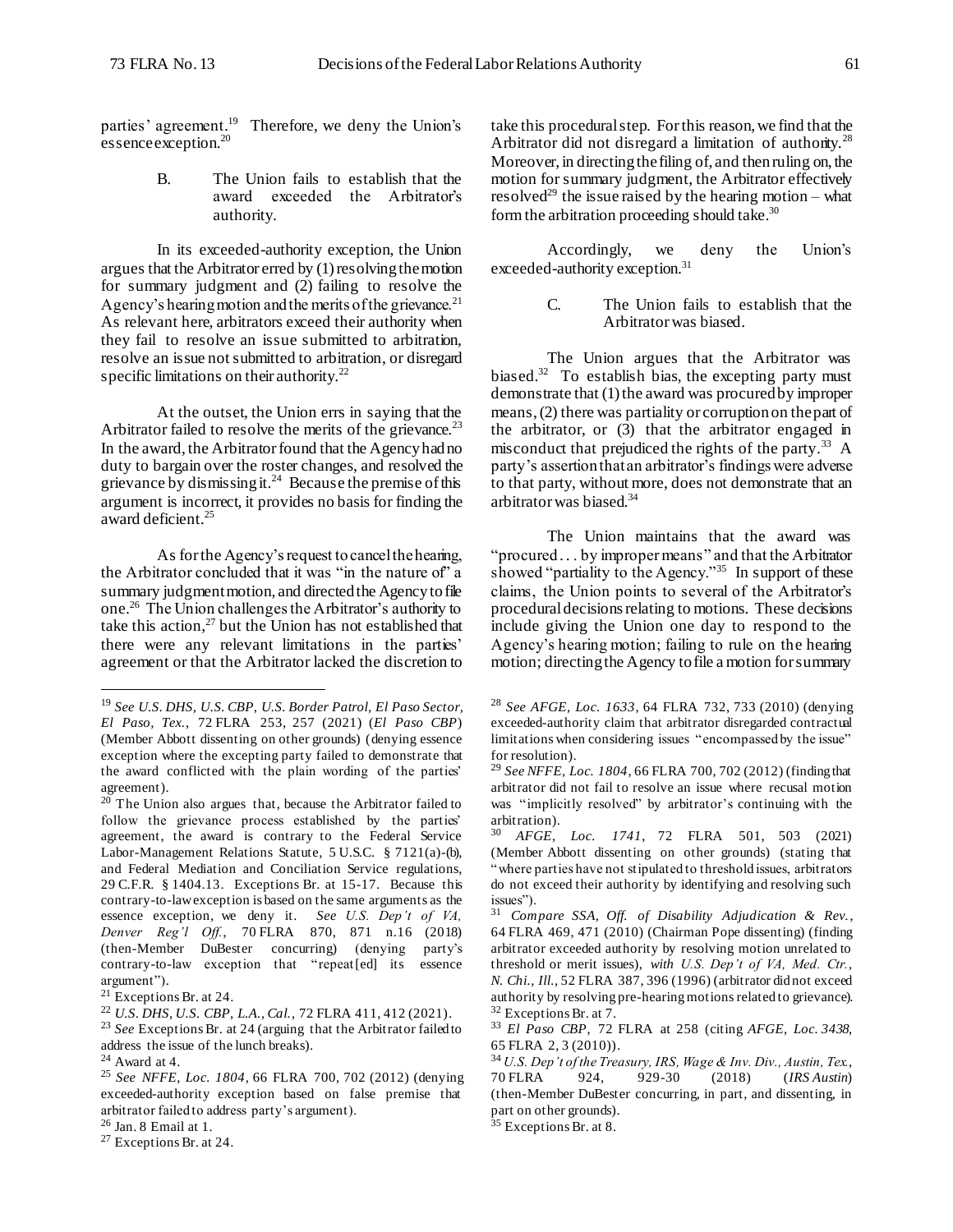parties' agreement.[19] Therefore, we deny the Union's essence exception.[20]

### B. The Union fails to establish that the award exceeded the Arbitrator's authority.

In its exceeded-authority exception, the Union argues that the Arbitrator erred by (1) resolving the motion for summary judgment and (2) failing to resolve the Agency's hearing motion and the merits of the grievance.[21] As relevant here, arbitrators exceed their authority when they fail to resolve an issue submitted to arbitration, resolve an issue not submitted to arbitration, or disregard specific limitations on their authority.[22]

At the outset, the Union errs in saying that the Arbitrator failed to resolve the merits of the grievance.[23] In the award, the Arbitrator found that the Agency had no duty to bargain over the roster changes, and resolved the grievance by dismissing it.[24] Because the premise of this argument is incorrect, it provides no basis for finding the award deficient.[25]

As for the Agency's request to cancel the hearing, the Arbitrator concluded that it was "in the nature of" a summary judgment motion, and directed the Agency to file one.[26] The Union challenges the Arbitrator's authority to take this action,[27] but the Union has not established that there were any relevant limitations in the parties' agreement or that the Arbitrator lacked the discretion to take this procedural step. For this reason, we find that the Arbitrator did not disregard a limitation of authority.[28] Moreover, in directing the filing of, and then ruling on, the motion for summary judgment, the Arbitrator effectively resolved[29] the issue raised by the hearing motion – what form the arbitration proceeding should take.[30]

Accordingly, we deny the Union's exceeded-authority exception.[31]

### C. The Union fails to establish that the Arbitrator was biased.

The Union argues that the Arbitrator was biased.[32] To establish bias, the excepting party must demonstrate that (1) the award was procured by improper means, (2) there was partiality or corruption on the part of the arbitrator, or (3) that the arbitrator engaged in misconduct that prejudiced the rights of the party.[33] A party's assertion that an arbitrator's findings were adverse to that party, without more, does not demonstrate that an arbitrator was biased.[34]

The Union maintains that the award was "procured . . . by improper means" and that the Arbitrator showed "partiality to the Agency."[35] In support of these claims, the Union points to several of the Arbitrator's procedural decisions relating to motions. These decisions include giving the Union one day to respond to the Agency's hearing motion; failing to rule on the hearing motion; directing the Agency to file a motion for summary

---

[19] *See U.S. DHS, U.S. CBP, U.S. Border Patrol, El Paso Sector, El Paso, Tex.*, 72 FLRA 253, 257 (2021) (*El Paso CBP*) (Member Abbott dissenting on other grounds) (denying essence exception where the excepting party failed to demonstrate that the award conflicted with the plain wording of the parties' agreement).

[20] The Union also argues that, because the Arbitrator failed to follow the grievance process established by the parties' agreement, the award is contrary to the Federal Service Labor-Management Relations Statute, 5 U.S.C. § 7121(a)-(b), and Federal Mediation and Conciliation Service regulations, 29 C.F.R. § 1404.13. Exceptions Br. at 15-17. Because this contrary-to-law exception is based on the same arguments as the essence exception, we deny it. *See U.S. Dep't of VA, Denver Reg'l Off.*, 70 FLRA 870, 871 n.16 (2018) (then-Member DuBester concurring) (denying party's contrary-to-law exception that "repeat[ed] its essence argument").

[21] Exceptions Br. at 24.

[22] *U.S. DHS, U.S. CBP, L.A., Cal.*, 72 FLRA 411, 412 (2021).

[23] *See* Exceptions Br. at 24 (arguing that the Arbitrator failed to address the issue of the lunch breaks).

[24] Award at 4.

[25] *See NFFE, Loc. 1804*, 66 FLRA 700, 702 (2012) (denying exceeded-authority exception based on false premise that arbitrator failed to address party's argument).

[26] Jan. 8 Email at 1.

[27] Exceptions Br. at 24.

[28] *See AFGE, Loc. 1633*, 64 FLRA 732, 733 (2010) (denying exceeded-authority claim that arbitrator disregarded contractual limitations when considering issues "encompassed by the issue" for resolution).

[29] *See NFFE, Loc. 1804*, 66 FLRA 700, 702 (2012) (finding that arbitrator did not fail to resolve an issue where recusal motion was "implicitly resolved" by arbitrator's continuing with the arbitration).

[30] *AFGE, Loc. 1741*, 72 FLRA 501, 503 (2021) (Member Abbott dissenting on other grounds) (stating that "where parties have not stipulated to threshold issues, arbitrators do not exceed their authority by identifying and resolving such issues").

[31] *Compare SSA, Off. of Disability Adjudication & Rev.*, 64 FLRA 469, 471 (2010) (Chairman Pope dissenting) (finding arbitrator exceeded authority by resolving motion unrelated to threshold or merit issues), *with U.S. Dep't of VA, Med. Ctr., N. Chi., Ill.*, 52 FLRA 387, 396 (1996) (arbitrator did not exceed authority by resolving pre-hearing motions related to grievance).

[32] Exceptions Br. at 7.

[33] *El Paso CBP*, 72 FLRA at 258 (citing *AFGE, Loc. 3438*, 65 FLRA 2, 3 (2010)).

[34] *U.S. Dep't of the Treasury, IRS, Wage & Inv. Div., Austin, Tex.*, 70 FLRA 924, 929-30 (2018) (*IRS Austin*) (then-Member DuBester concurring, in part, and dissenting, in part on other grounds).

[35] Exceptions Br. at 8.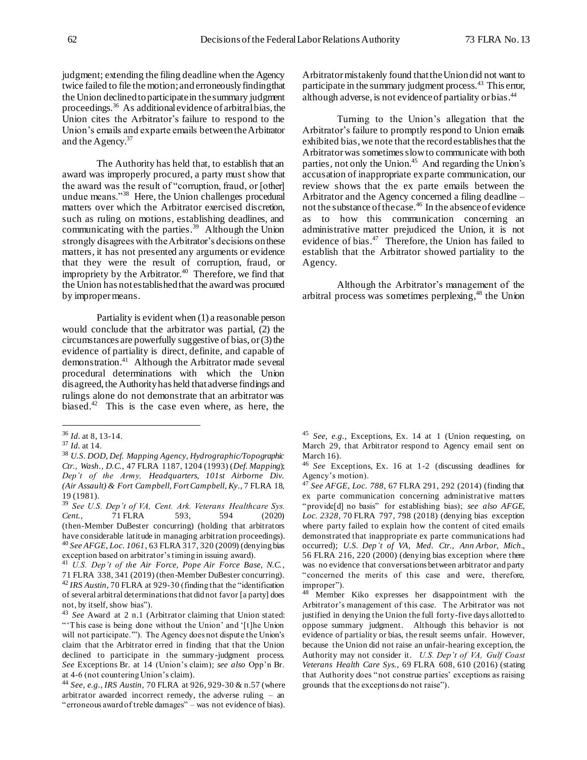judgment; extending the filing deadline when the Agency twice failed to file the motion; and erroneously finding that the Union declined to participate in the summary judgment proceedings.[36] As additional evidence of arbitral bias, the Union cites the Arbitrator's failure to respond to the Union's emails and ex parte emails between the Arbitrator and the Agency.[37]

The Authority has held that, to establish that an award was improperly procured, a party must show that the award was the result of "corruption, fraud, or [other] undue means."[38] Here, the Union challenges procedural matters over which the Arbitrator exercised discretion, such as ruling on motions, establishing deadlines, and communicating with the parties.[39] Although the Union strongly disagrees with the Arbitrator's decisions on these matters, it has not presented any arguments or evidence that they were the result of corruption, fraud, or impropriety by the Arbitrator.[40] Therefore, we find that the Union has not established that the award was procured by improper means.

Partiality is evident when (1) a reasonable person would conclude that the arbitrator was partial, (2) the circumstances are powerfully suggestive of bias, or (3) the evidence of partiality is direct, definite, and capable of demonstration.[41] Although the Arbitrator made several procedural determinations with which the Union disagreed, the Authority has held that adverse findings and rulings alone do not demonstrate that an arbitrator was biased.[42] This is the case even where, as here, the Arbitrator mistakenly found that the Union did not want to participate in the summary judgment process.[43] This error, although adverse, is not evidence of partiality or bias.[44]

Turning to the Union's allegation that the Arbitrator's failure to promptly respond to Union emails exhibited bias, we note that the record establishes that the Arbitrator was sometimes slow to communicate with both parties, not only the Union.[45] And regarding the Union's accusation of inappropriate ex parte communication, our review shows that the ex parte emails between the Arbitrator and the Agency concerned a filing deadline – not the substance of the case.[46] In the absence of evidence as to how this communication concerning an administrative matter prejudiced the Union, it is not evidence of bias.[47] Therefore, the Union has failed to establish that the Arbitrator showed partiality to the Agency.

Although the Arbitrator's management of the arbitral process was sometimes perplexing,[48] the Union

---

[36] *Id.* at 8, 13-14.

[37] *Id.* at 14.

[38] *U.S. DOD, Def. Mapping Agency, Hydrographic/Topographic Ctr., Wash., D.C.*, 47 FLRA 1187, 1204 (1993) (*Def. Mapping*); *Dep't of the Army, Headquarters, 101st Airborne Div. (Air Assault) & Fort Campbell, Fort Campbell, Ky.*, 7 FLRA 18, 19 (1981).

[39] *See U.S. Dep't of VA, Cent. Ark. Veterans Healthcare Sys. Cent.*, 71 FLRA 593, 594 (2020) (then-Member DuBester concurring) (holding that arbitrators have considerable latitude in managing arbitration proceedings).

[40] *See AFGE, Loc. 1061*, 63 FLRA 317, 320 (2009) (denying bias exception based on arbitrator's timing in issuing award).

[41] *U.S. Dep't of the Air Force, Pope Air Force Base, N.C.*, 71 FLRA 338, 341 (2019) (then-Member DuBester concurring).

[42] *IRS Austin*, 70 FLRA at 929-30 (finding that the "identification of several arbitral determinations that did not favor [a party] does not, by itself, show bias").

[43] *See* Award at 2 n.1 (Arbitrator claiming that Union stated: "'This case is being done without the Union' and '[t]he Union will not participate.'"). The Agency does not dispute the Union's claim that the Arbitrator erred in finding that that the Union declined to participate in the summary-judgment process. *See* Exceptions Br. at 14 (Union's claim); *see also* Opp'n Br. at 4-6 (not countering Union's claim).

[44] *See, e.g.*, *IRS Austin*, 70 FLRA at 926, 929-30 & n.57 (where arbitrator awarded incorrect remedy, the adverse ruling – an "erroneous award of treble damages" – was not evidence of bias).

[45] *See, e.g.*, Exceptions, Ex. 14 at 1 (Union requesting, on March 29, that Arbitrator respond to Agency email sent on March 16).

[46] *See* Exceptions, Ex. 16 at 1-2 (discussing deadlines for Agency's motion).

[47] *See AFGE, Loc. 788*, 67 FLRA 291, 292 (2014) (finding that ex parte communication concerning administrative matters "provide[d] no basis" for establishing bias); *see also AFGE, Loc. 2328*, 70 FLRA 797, 798 (2018) (denying bias exception where party failed to explain how the content of cited emails demonstrated that inappropriate ex parte communications had occurred); *U.S. Dep't of VA, Med. Ctr., Ann Arbor, Mich.*, 56 FLRA 216, 220 (2000) (denying bias exception where there was no evidence that conversations between arbitrator and party "concerned the merits of this case and were, therefore, improper").

[48] Member Kiko expresses her disappointment with the Arbitrator's management of this case. The Arbitrator was not justified in denying the Union the full forty-five days allotted to oppose summary judgment. Although this behavior is not evidence of partiality or bias, the result seems unfair. However, because the Union did not raise an unfair-hearing exception, the Authority may not consider it. *U.S. Dep't of VA, Gulf Coast Veterans Health Care Sys.*, 69 FLRA 608, 610 (2016) (stating that Authority does "not construe parties' exceptions as raising grounds that the exceptions do not raise").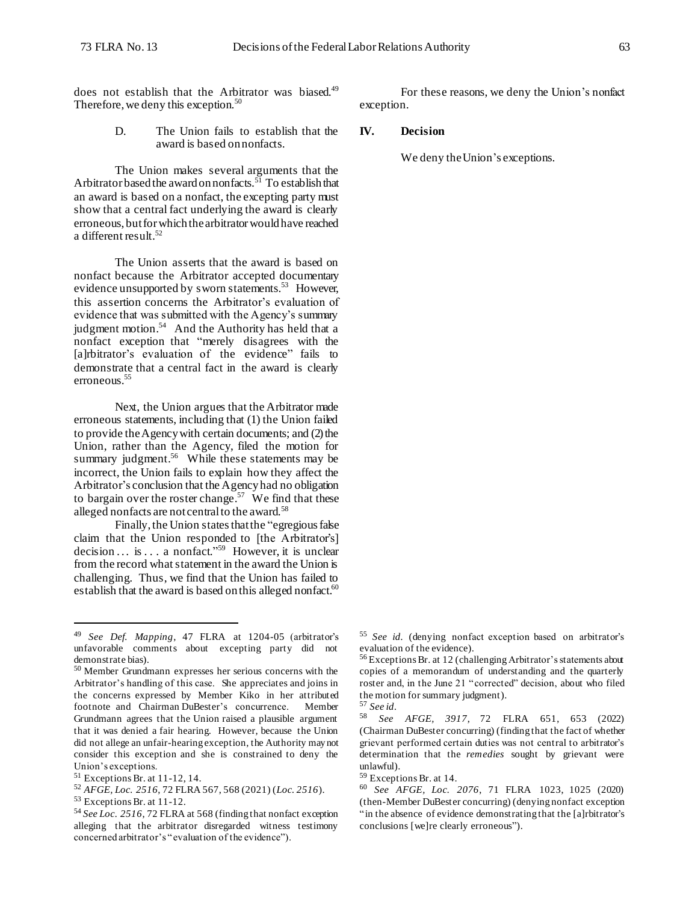does not establish that the Arbitrator was biased.[49] Therefore, we deny this exception.[50]

### D. The Union fails to establish that the award is based on nonfacts.

The Union makes several arguments that the Arbitrator based the award on nonfacts.[51] To establish that an award is based on a nonfact, the excepting party must show that a central fact underlying the award is clearly erroneous, but for which the arbitrator would have reached a different result.[52]

The Union asserts that the award is based on nonfact because the Arbitrator accepted documentary evidence unsupported by sworn statements.[53] However, this assertion concerns the Arbitrator's evaluation of evidence that was submitted with the Agency's summary judgment motion.[54] And the Authority has held that a nonfact exception that "merely disagrees with the [a]rbitrator's evaluation of the evidence" fails to demonstrate that a central fact in the award is clearly erroneous.[55]

Next, the Union argues that the Arbitrator made erroneous statements, including that (1) the Union failed to provide the Agency with certain documents; and (2) the Union, rather than the Agency, filed the motion for summary judgment.[56] While these statements may be incorrect, the Union fails to explain how they affect the Arbitrator's conclusion that the Agency had no obligation to bargain over the roster change.[57] We find that these alleged nonfacts are not central to the award.[58]

Finally, the Union states that the "egregious false claim that the Union responded to [the Arbitrator's] decision … is . . . a nonfact."[59] However, it is unclear from the record what statement in the award the Union is challenging. Thus, we find that the Union has failed to establish that the award is based on this alleged nonfact.[60]

For these reasons, we deny the Union's nonfact exception.

## IV. Decision

We deny the Union's exceptions.

---

[49] *See Def. Mapping*, 47 FLRA at 1204-05 (arbitrator's unfavorable comments about excepting party did not demonstrate bias).

[50] Member Grundmann expresses her serious concerns with the Arbitrator's handling of this case. She appreciates and joins in the concerns expressed by Member Kiko in her attributed footnote and Chairman DuBester's concurrence. Member Grundmann agrees that the Union raised a plausible argument that it was denied a fair hearing. However, because the Union did not allege an unfair-hearing exception, the Authority may not consider this exception and she is constrained to deny the Union's exceptions.

[51] Exceptions Br. at 11-12, 14.

[52] *AFGE, Loc. 2516*, 72 FLRA 567, 568 (2021) (*Loc. 2516*).

[53] Exceptions Br. at 11-12.

[54] *See Loc. 2516*, 72 FLRA at 568 (finding that nonfact exception alleging that the arbitrator disregarded witness testimony concerned arbitrator's "evaluation of the evidence").

[55] *See id.* (denying nonfact exception based on arbitrator's evaluation of the evidence).

[56] Exceptions Br. at 12 (challenging Arbitrator's statements about copies of a memorandum of understanding and the quarterly roster and, in the June 21 "corrected" decision, about who filed the motion for summary judgment).

[57] *See id.*

[58] *See AFGE, 3917*, 72 FLRA 651, 653 (2022) (Chairman DuBester concurring) (finding that the fact of whether grievant performed certain duties was not central to arbitrator's determination that the *remedies* sought by grievant were unlawful).

[59] Exceptions Br. at 14.

[60] *See AFGE, Loc. 2076*, 71 FLRA 1023, 1025 (2020) (then-Member DuBester concurring) (denying nonfact exception "in the absence of evidence demonstrating that the [a]rbitrator's conclusions [we]re clearly erroneous").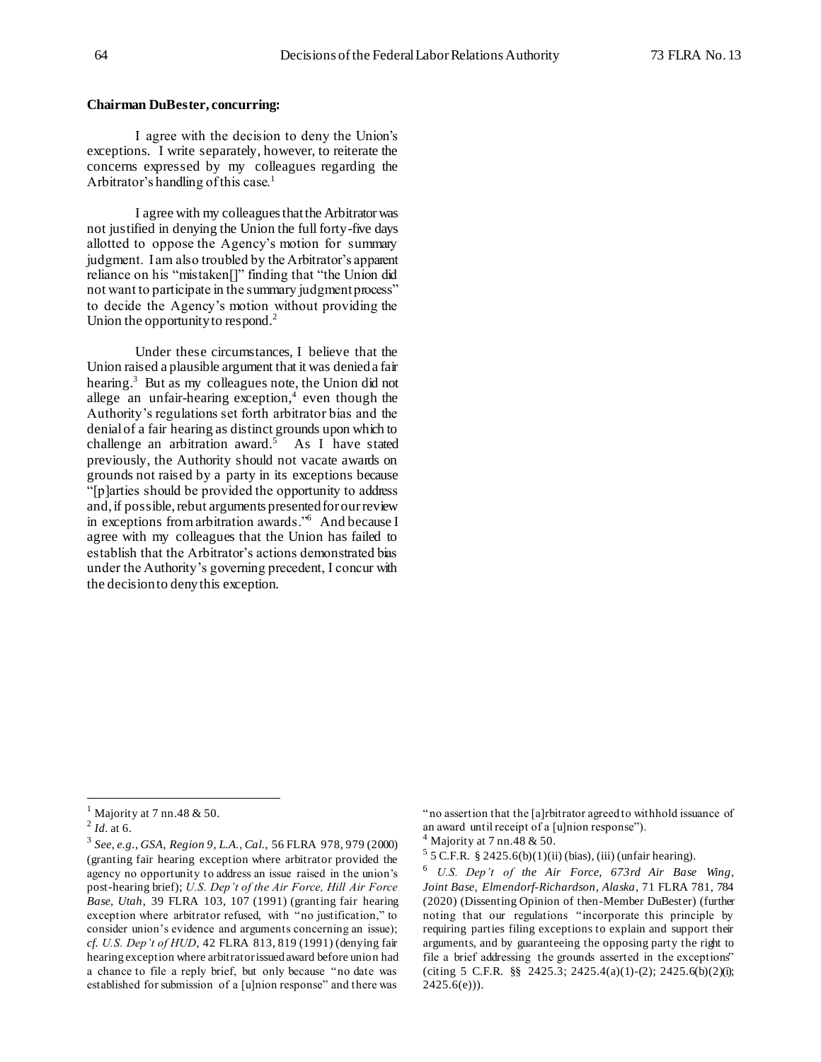**Chairman DuBester, concurring:**

I agree with the decision to deny the Union's exceptions. I write separately, however, to reiterate the concerns expressed by my colleagues regarding the Arbitrator's handling of this case.[1]

I agree with my colleagues that the Arbitrator was not justified in denying the Union the full forty-five days allotted to oppose the Agency's motion for summary judgment. I am also troubled by the Arbitrator's apparent reliance on his "mistaken[]" finding that "the Union did not want to participate in the summary judgment process" to decide the Agency's motion without providing the Union the opportunity to respond.[2]

Under these circumstances, I believe that the Union raised a plausible argument that it was denied a fair hearing.[3] But as my colleagues note, the Union did not allege an unfair-hearing exception,[4] even though the Authority's regulations set forth arbitrator bias and the denial of a fair hearing as distinct grounds upon which to challenge an arbitration award.[5] As I have stated previously, the Authority should not vacate awards on grounds not raised by a party in its exceptions because "[p]arties should be provided the opportunity to address and, if possible, rebut arguments presented for our review in exceptions from arbitration awards."[6] And because I agree with my colleagues that the Union has failed to establish that the Arbitrator's actions demonstrated bias under the Authority's governing precedent, I concur with the decision to deny this exception.

---

[1] Majority at 7 nn.48 & 50.

[2] *Id.* at 6.

[3] *See, e.g.*, *GSA, Region 9, L.A., Cal.*, 56 FLRA 978, 979 (2000) (granting fair hearing exception where arbitrator provided the agency no opportunity to address an issue raised in the union's post-hearing brief); *U.S. Dep't of the Air Force, Hill Air Force Base, Utah*, 39 FLRA 103, 107 (1991) (granting fair hearing exception where arbitrator refused, with "no justification," to consider union's evidence and arguments concerning an issue); *cf. U.S. Dep't of HUD*, 42 FLRA 813, 819 (1991) (denying fair hearing exception where arbitrator issued award before union had a chance to file a reply brief, but only because "no date was established for submission of a [u]nion response" and there was "no assertion that the [a]rbitrator agreed to withhold issuance of an award until receipt of a [u]nion response").

[4] Majority at 7 nn.48 & 50.

[5] 5 C.F.R. § 2425.6(b)(1)(ii) (bias), (iii) (unfair hearing).

[6] *U.S. Dep't of the Air Force, 673rd Air Base Wing, Joint Base, Elmendorf-Richardson, Alaska*, 71 FLRA 781, 784 (2020) (Dissenting Opinion of then-Member DuBester) (further noting that our regulations "incorporate this principle by requiring parties filing exceptions to explain and support their arguments, and by guaranteeing the opposing party the right to file a brief addressing the grounds asserted in the exceptions" (citing 5 C.F.R. §§ 2425.3; 2425.4(a)(1)-(2); 2425.6(b)(2)(i); 2425.6(e))).